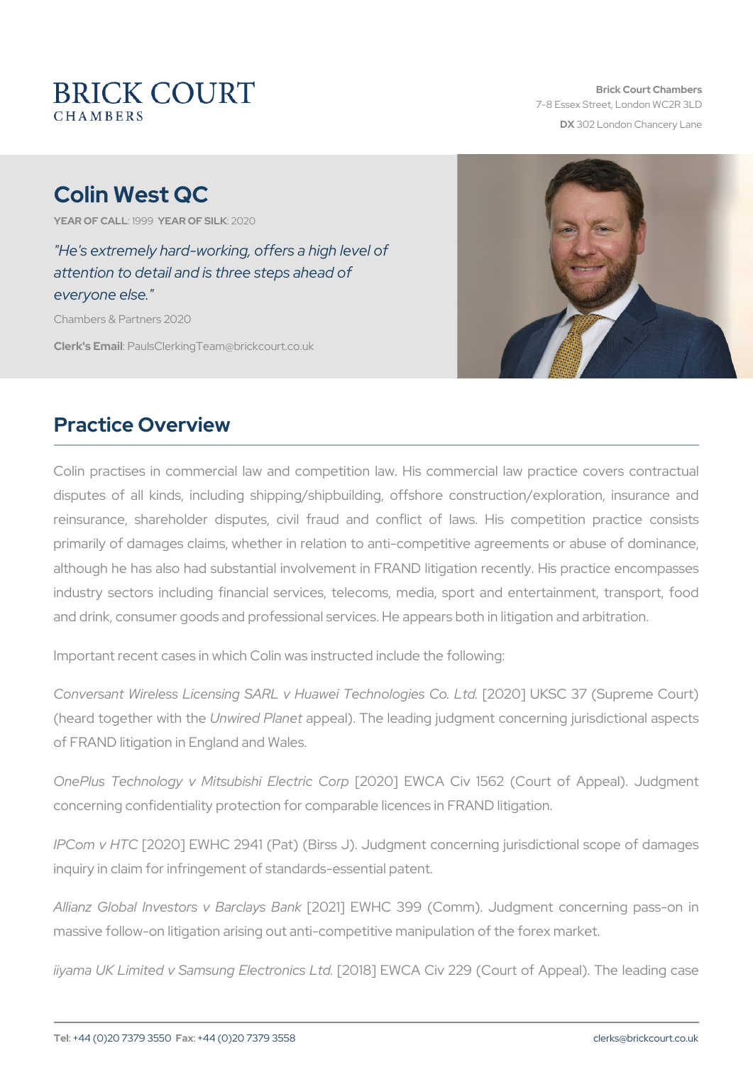BRICK COURT
CHAMBERS

**Brick Court Chambers**
7-8 Essex Street, London WC2R 3LD
**DX** 302 London Chancery Lane

# Colin West QC

**YEAR OF CALL**: 1999 **YEAR OF SILK**: 2020

*"He's extremely hard-working, offers a high level of attention to detail and is three steps ahead of everyone else."*

Chambers & Partners 2020

**Clerk's Email**: PaulsClerkingTeam@brickcourt.co.uk

## Practice Overview

Colin practises in commercial law and competition law. His commercial law practice covers contractual disputes of all kinds, including shipping/shipbuilding, offshore construction/exploration, insurance and reinsurance, shareholder disputes, civil fraud and conflict of laws. His competition practice consists primarily of damages claims, whether in relation to anti-competitive agreements or abuse of dominance, although he has also had substantial involvement in FRAND litigation recently. His practice encompasses industry sectors including financial services, telecoms, media, sport and entertainment, transport, food and drink, consumer goods and professional services. He appears both in litigation and arbitration.

Important recent cases in which Colin was instructed include the following:

*Conversant Wireless Licensing SARL v Huawei Technologies Co. Ltd.* [2020] UKSC 37 (Supreme Court) (heard together with the *Unwired Planet* appeal). The leading judgment concerning jurisdictional aspects of FRAND litigation in England and Wales.

*OnePlus Technology v Mitsubishi Electric Corp* [2020] EWCA Civ 1562 (Court of Appeal). Judgment concerning confidentiality protection for comparable licences in FRAND litigation.

*IPCom v HTC* [2020] EWHC 2941 (Pat) (Birss J). Judgment concerning jurisdictional scope of damages inquiry in claim for infringement of standards-essential patent.

*Allianz Global Investors v Barclays Bank* [2021] EWHC 399 (Comm). Judgment concerning pass-on in massive follow-on litigation arising out anti-competitive manipulation of the forex market.

*iiyama UK Limited v Samsung Electronics Ltd.* [2018] EWCA Civ 229 (Court of Appeal). The leading case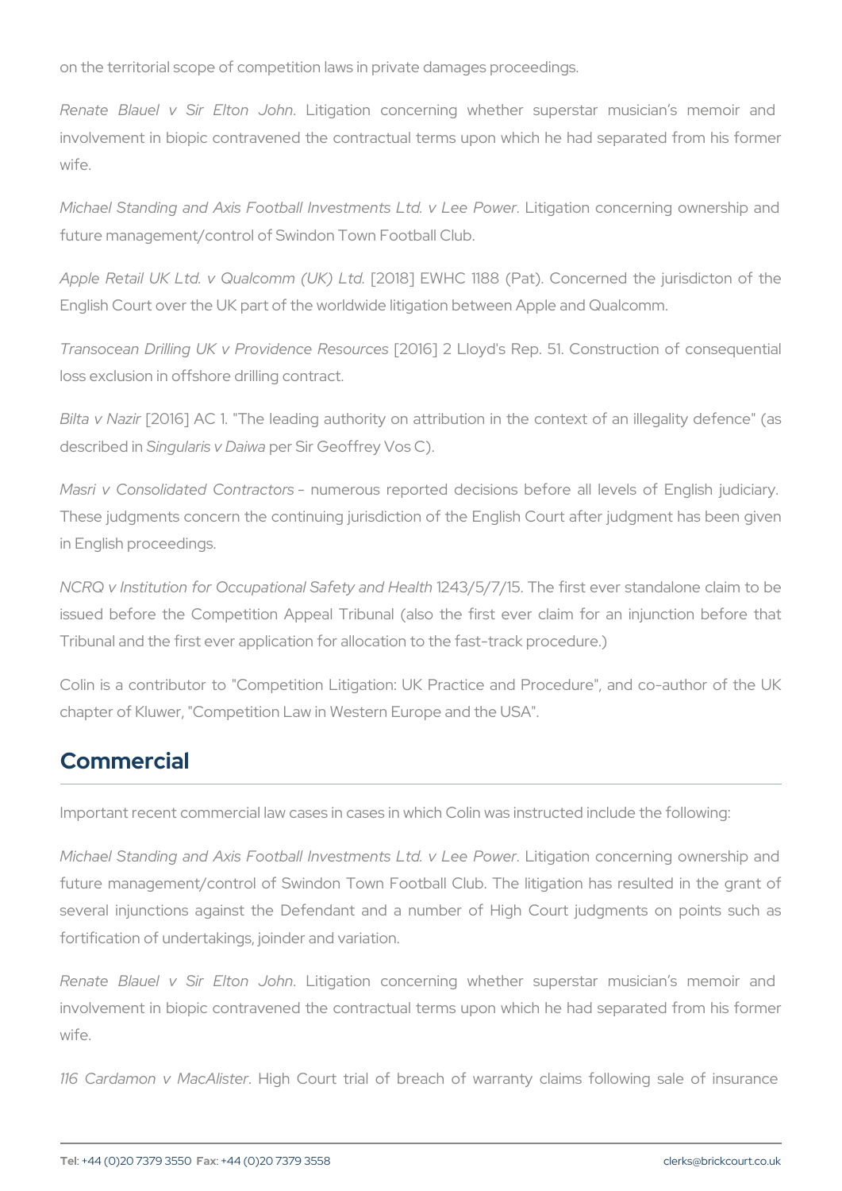on the territorial scope of competition laws in private damages proceedings.

*Renate Blauel v Sir Elton John*. Litigation concerning whether superstar musician's memoir and involvement in biopic contravened the contractual terms upon which he had separated from his former wife.

*Michael Standing and Axis Football Investments Ltd. v Lee Power*. Litigation concerning ownership and future management/control of Swindon Town Football Club.

*Apple Retail UK Ltd. v Qualcomm (UK) Ltd.* [2018] EWHC 1188 (Pat). Concerned the jurisdicton of the English Court over the UK part of the worldwide litigation between Apple and Qualcomm.

*Transocean Drilling UK v Providence Resources* [2016] 2 Lloyd's Rep. 51. Construction of consequential loss exclusion in offshore drilling contract.

*Bilta v Nazir* [2016] AC 1. "The leading authority on attribution in the context of an illegality defence" (as described in *Singularis v Daiwa* per Sir Geoffrey Vos C).

*Masri v Consolidated Contractors* - numerous reported decisions before all levels of English judiciary. These judgments concern the continuing jurisdiction of the English Court after judgment has been given in English proceedings.

*NCRQ v Institution for Occupational Safety and Health* 1243/5/7/15. The first ever standalone claim to be issued before the Competition Appeal Tribunal (also the first ever claim for an injunction before that Tribunal and the first ever application for allocation to the fast-track procedure.)

Colin is a contributor to "Competition Litigation: UK Practice and Procedure", and co-author of the UK chapter of Kluwer, "Competition Law in Western Europe and the USA".

## Commercial

Important recent commercial law cases in cases in which Colin was instructed include the following:

*Michael Standing and Axis Football Investments Ltd. v Lee Power*. Litigation concerning ownership and future management/control of Swindon Town Football Club. The litigation has resulted in the grant of several injunctions against the Defendant and a number of High Court judgments on points such as fortification of undertakings, joinder and variation.

*Renate Blauel v Sir Elton John*. Litigation concerning whether superstar musician's memoir and involvement in biopic contravened the contractual terms upon which he had separated from his former wife.

*116 Cardamon v MacAlister*. High Court trial of breach of warranty claims following sale of insurance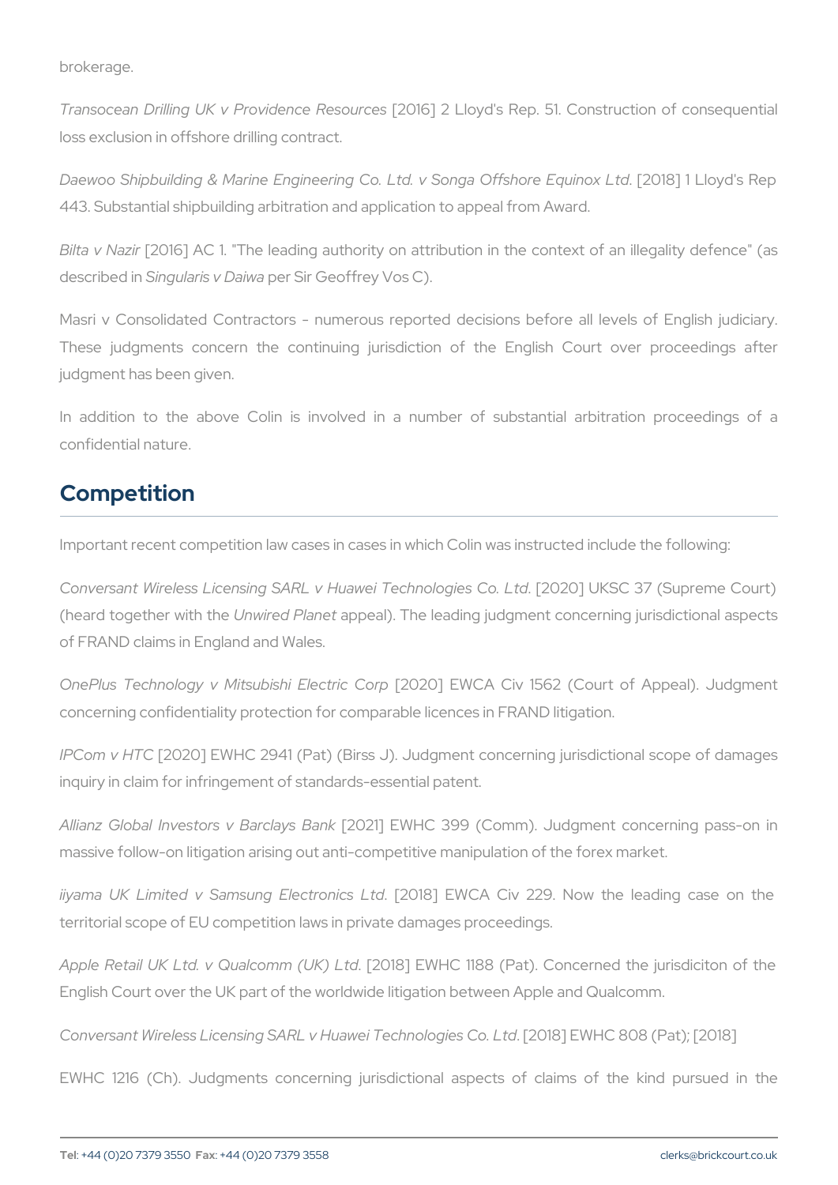brokerage.

*Transocean Drilling UK v Providence Resources* [2016] 2 Lloyd's Rep. 51. Construction of consequential loss exclusion in offshore drilling contract.

*Daewoo Shipbuilding & Marine Engineering Co. Ltd. v Songa Offshore Equinox Ltd.* [2018] 1 Lloyd's Rep 443. Substantial shipbuilding arbitration and application to appeal from Award.

*Bilta v Nazir* [2016] AC 1. "The leading authority on attribution in the context of an illegality defence" (as described in *Singularis v Daiwa* per Sir Geoffrey Vos C).

Masri v Consolidated Contractors - numerous reported decisions before all levels of English judiciary. These judgments concern the continuing jurisdiction of the English Court over proceedings after judgment has been given.

In addition to the above Colin is involved in a number of substantial arbitration proceedings of a confidential nature.

## Competition

Important recent competition law cases in cases in which Colin was instructed include the following:

*Conversant Wireless Licensing SARL v Huawei Technologies Co. Ltd.* [2020] UKSC 37 (Supreme Court) (heard together with the *Unwired Planet* appeal). The leading judgment concerning jurisdictional aspects of FRAND claims in England and Wales.

*OnePlus Technology v Mitsubishi Electric Corp* [2020] EWCA Civ 1562 (Court of Appeal). Judgment concerning confidentiality protection for comparable licences in FRAND litigation.

*IPCom v HTC* [2020] EWHC 2941 (Pat) (Birss J). Judgment concerning jurisdictional scope of damages inquiry in claim for infringement of standards-essential patent.

*Allianz Global Investors v Barclays Bank* [2021] EWHC 399 (Comm). Judgment concerning pass-on in massive follow-on litigation arising out anti-competitive manipulation of the forex market.

*iiyama UK Limited v Samsung Electronics Ltd.* [2018] EWCA Civ 229. Now the leading case on the territorial scope of EU competition laws in private damages proceedings.

*Apple Retail UK Ltd. v Qualcomm (UK) Ltd.* [2018] EWHC 1188 (Pat). Concerned the jurisdiciton of the English Court over the UK part of the worldwide litigation between Apple and Qualcomm.

*Conversant Wireless Licensing SARL v Huawei Technologies Co. Ltd.* [2018] EWHC 808 (Pat); [2018] EWHC 1216 (Ch). Judgments concerning jurisdictional aspects of claims of the kind pursued in the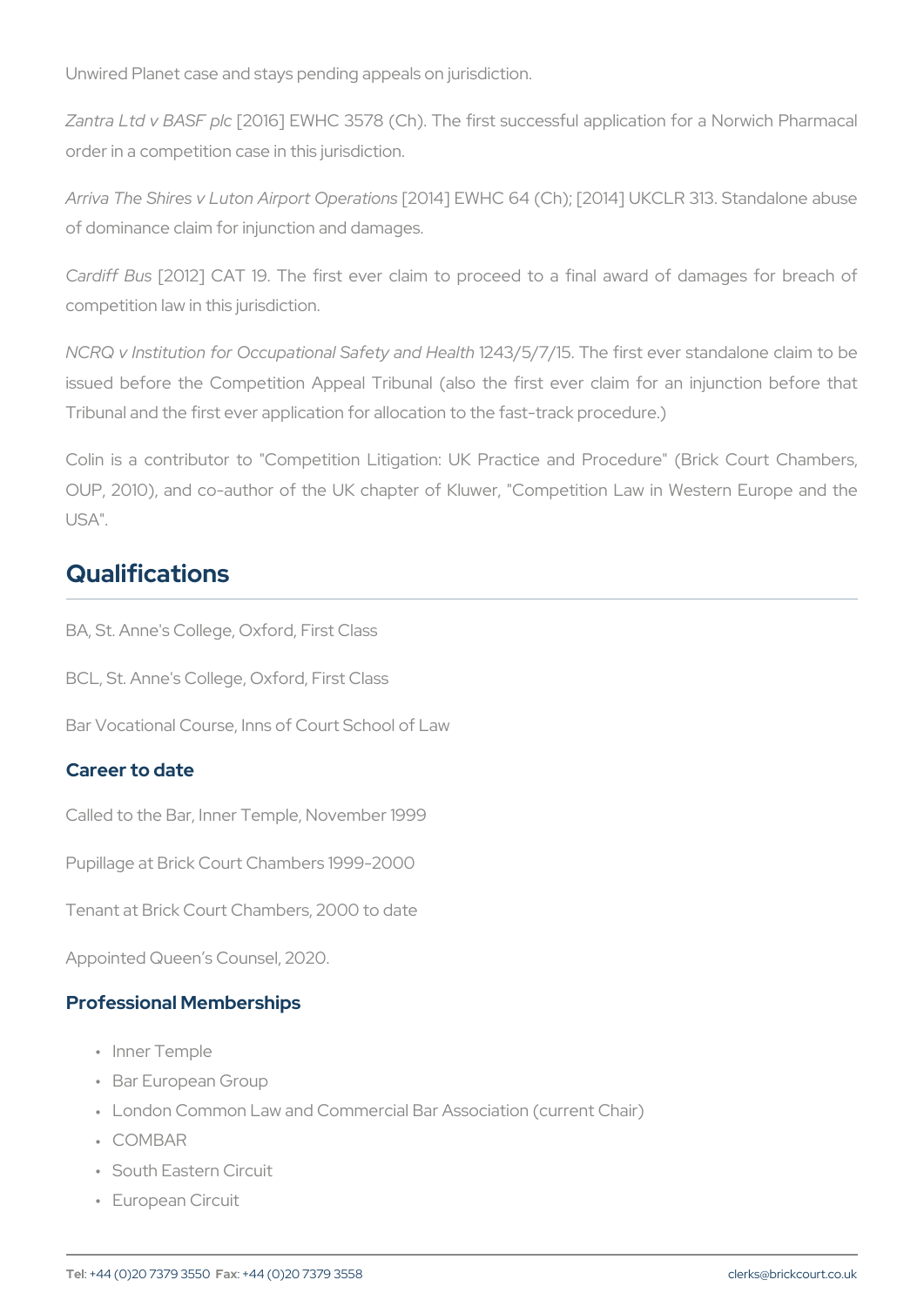Unwired Planet case and stays pending appeals on jurisdiction.

*Zantra Ltd v BASF plc* [2016] EWHC 3578 (Ch). The first successful application for a Norwich Pharmacal order in a competition case in this jurisdiction.

*Arriva The Shires v Luton Airport Operations* [2014] EWHC 64 (Ch); [2014] UKCLR 313. Standalone abuse of dominance claim for injunction and damages.

*Cardiff Bus* [2012] CAT 19. The first ever claim to proceed to a final award of damages for breach of competition law in this jurisdiction.

*NCRQ v Institution for Occupational Safety and Health* 1243/5/7/15. The first ever standalone claim to be issued before the Competition Appeal Tribunal (also the first ever claim for an injunction before that Tribunal and the first ever application for allocation to the fast-track procedure.)

Colin is a contributor to "Competition Litigation: UK Practice and Procedure" (Brick Court Chambers, OUP, 2010), and co-author of the UK chapter of Kluwer, "Competition Law in Western Europe and the USA".

## Qualifications

BA, St. Anne's College, Oxford, First Class

BCL, St. Anne's College, Oxford, First Class

Bar Vocational Course, Inns of Court School of Law

### Career to date

Called to the Bar, Inner Temple, November 1999

Pupillage at Brick Court Chambers 1999-2000

Tenant at Brick Court Chambers, 2000 to date

Appointed Queen's Counsel, 2020.

### Professional Memberships

- Inner Temple
- Bar European Group
- London Common Law and Commercial Bar Association (current Chair)
- COMBAR
- South Eastern Circuit
- European Circuit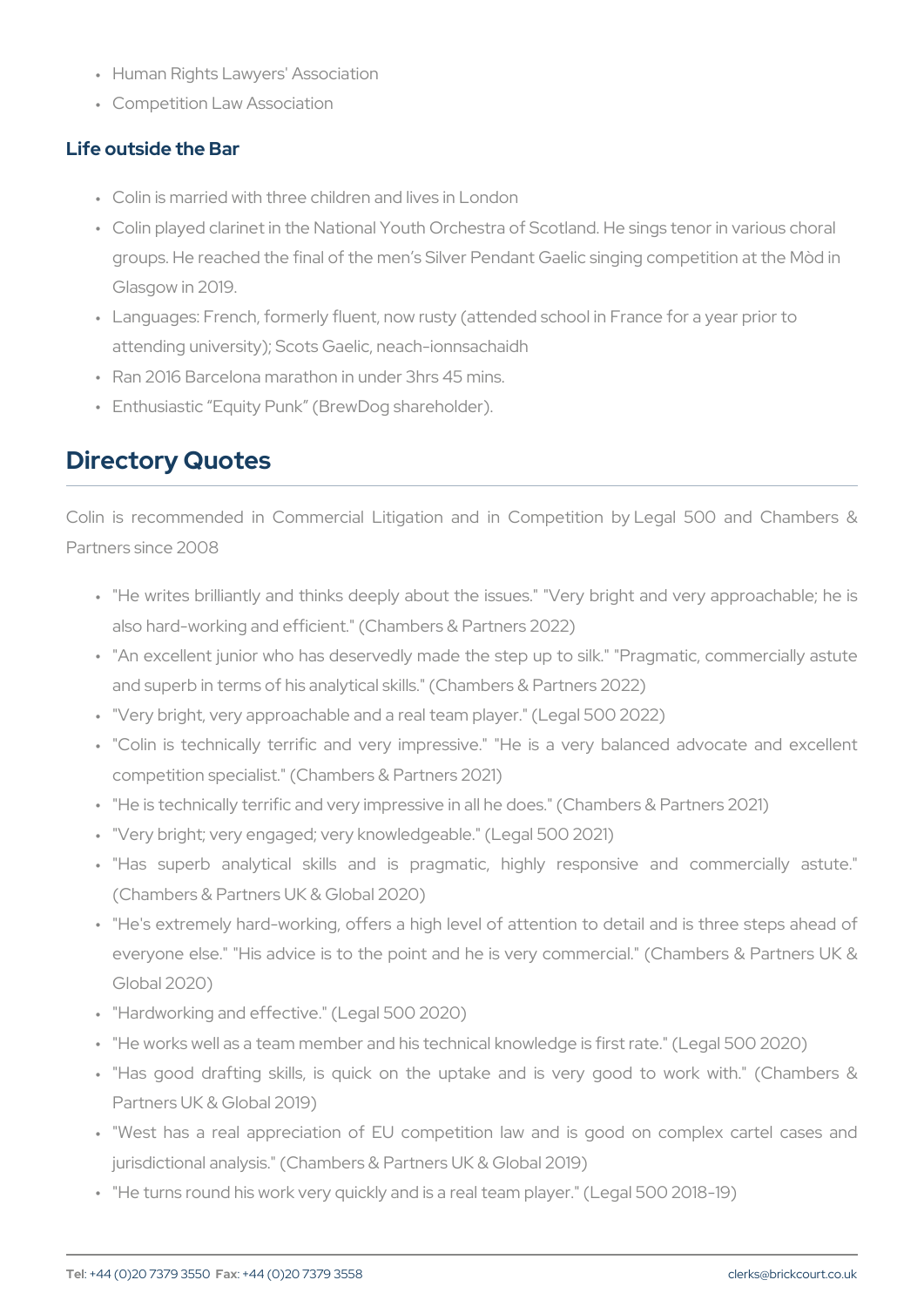- Human Rights Lawyers' Association
- Competition Law Association

### Life outside the Bar

- Colin is married with three children and lives in London
- Colin played clarinet in the National Youth Orchestra of Scotland. He sings tenor in various choral groups. He reached the final of the men's Silver Pendant Gaelic singing competition at the Mòd in Glasgow in 2019.
- Languages: French, formerly fluent, now rusty (attended school in France for a year prior to attending university); Scots Gaelic, neach-ionnsachaidh
- Ran 2016 Barcelona marathon in under 3hrs 45 mins.
- Enthusiastic "Equity Punk" (BrewDog shareholder).

## Directory Quotes

Colin is recommended in Commercial Litigation and in Competition by Legal 500 and Chambers & Partners since 2008

- "He writes brilliantly and thinks deeply about the issues." "Very bright and very approachable; he is also hard-working and efficient." (Chambers & Partners 2022)
- "An excellent junior who has deservedly made the step up to silk." "Pragmatic, commercially astute and superb in terms of his analytical skills." (Chambers & Partners 2022)
- "Very bright, very approachable and a real team player." (Legal 500 2022)
- "Colin is technically terrific and very impressive." "He is a very balanced advocate and excellent competition specialist." (Chambers & Partners 2021)
- "He is technically terrific and very impressive in all he does." (Chambers & Partners 2021)
- "Very bright; very engaged; very knowledgeable." (Legal 500 2021)
- "Has superb analytical skills and is pragmatic, highly responsive and commercially astute." (Chambers & Partners UK & Global 2020)
- "He's extremely hard-working, offers a high level of attention to detail and is three steps ahead of everyone else." "His advice is to the point and he is very commercial." (Chambers & Partners UK & Global 2020)
- "Hardworking and effective." (Legal 500 2020)
- "He works well as a team member and his technical knowledge is first rate." (Legal 500 2020)
- "Has good drafting skills, is quick on the uptake and is very good to work with." (Chambers & Partners UK & Global 2019)
- "West has a real appreciation of EU competition law and is good on complex cartel cases and jurisdictional analysis." (Chambers & Partners UK & Global 2019)
- "He turns round his work very quickly and is a real team player." (Legal 500 2018-19)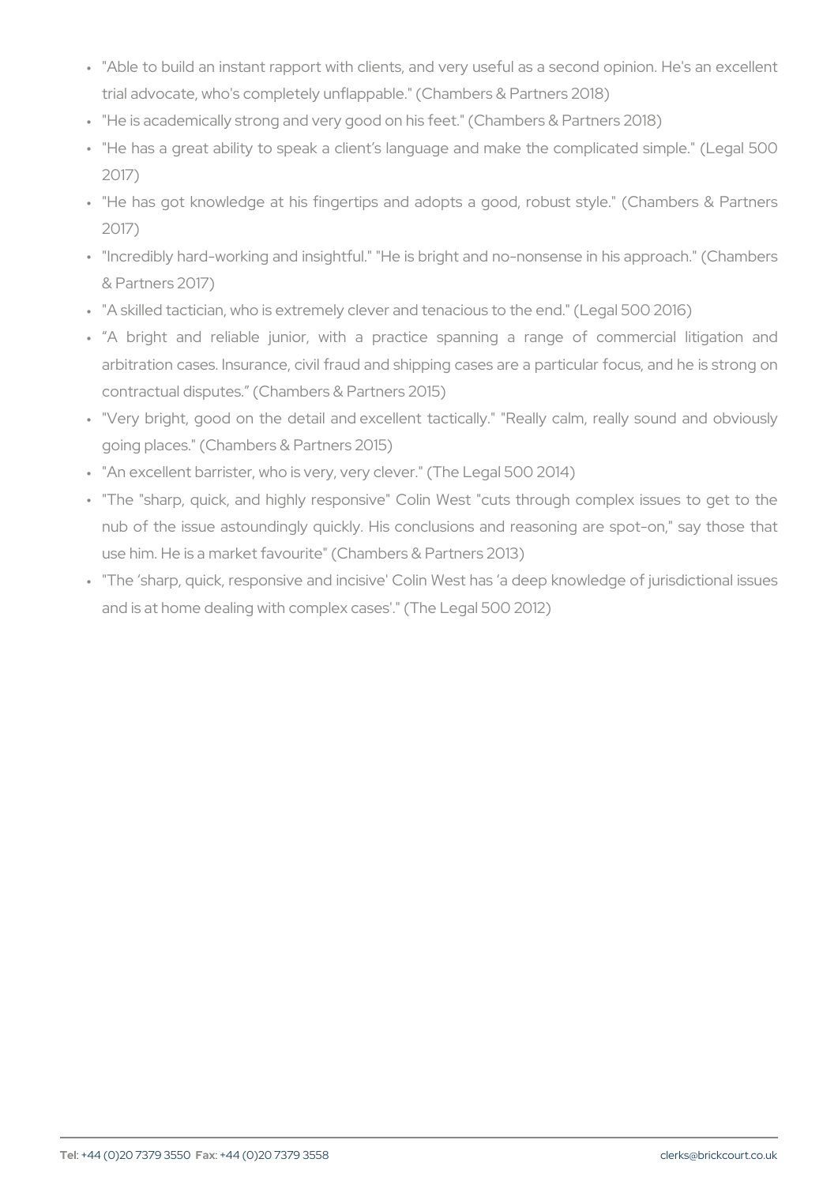- "Able to build an instant rapport with clients, and very useful as a second opinion. He's an excellent trial advocate, who's completely unflappable." (Chambers & Partners 2018)
- "He is academically strong and very good on his feet." (Chambers & Partners 2018)
- "He has a great ability to speak a client's language and make the complicated simple." (Legal 500 2017)
- "He has got knowledge at his fingertips and adopts a good, robust style." (Chambers & Partners 2017)
- "Incredibly hard-working and insightful." "He is bright and no-nonsense in his approach." (Chambers & Partners 2017)
- "A skilled tactician, who is extremely clever and tenacious to the end." (Legal 500 2016)
- "A bright and reliable junior, with a practice spanning a range of commercial litigation and arbitration cases. Insurance, civil fraud and shipping cases are a particular focus, and he is strong on contractual disputes." (Chambers & Partners 2015)
- "Very bright, good on the detail and excellent tactically." "Really calm, really sound and obviously going places." (Chambers & Partners 2015)
- "An excellent barrister, who is very, very clever." (The Legal 500 2014)
- "The "sharp, quick, and highly responsive" Colin West "cuts through complex issues to get to the nub of the issue astoundingly quickly. His conclusions and reasoning are spot-on," say those that use him. He is a market favourite" (Chambers & Partners 2013)
- "The 'sharp, quick, responsive and incisive' Colin West has 'a deep knowledge of jurisdictional issues and is at home dealing with complex cases'." (The Legal 500 2012)